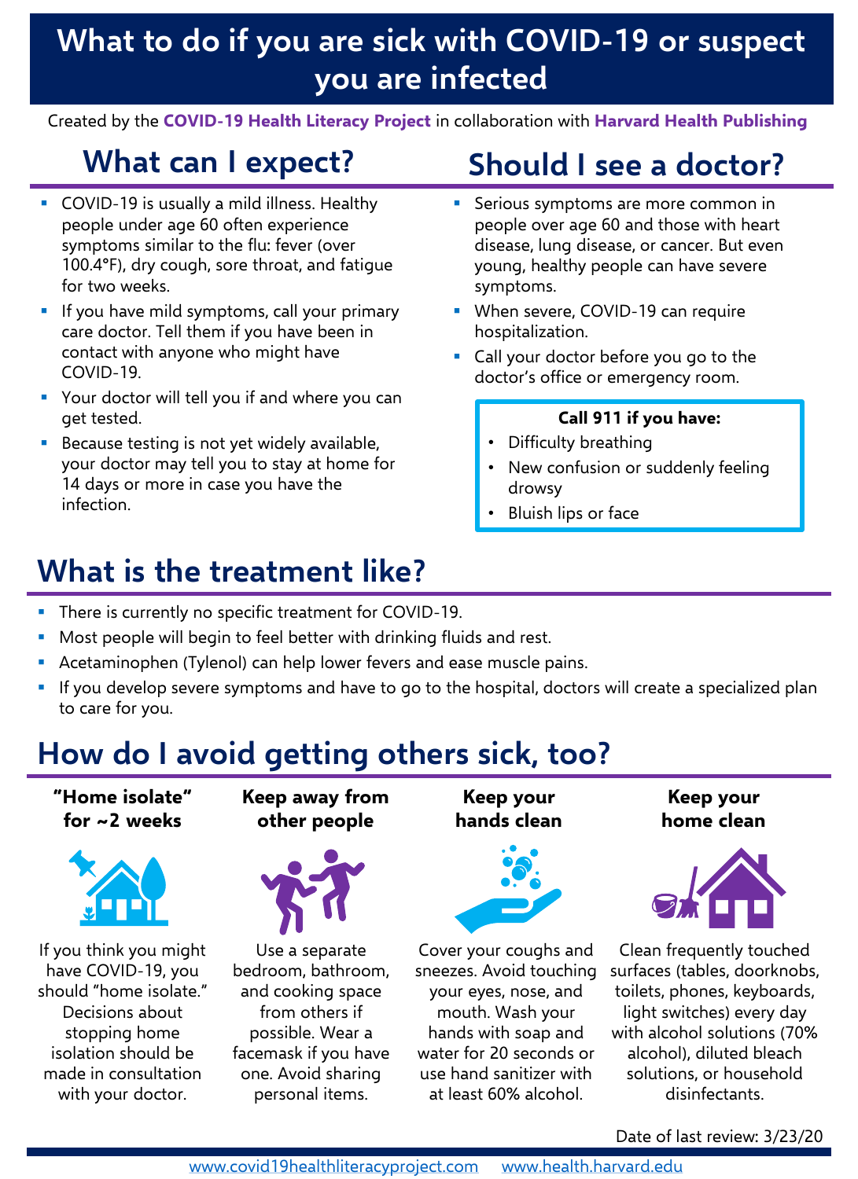# What to do if you are sick with COVID-19 or suspect you are infected

Created by the **COVID-19 Health Literacy Project** in collaboration with **Harvard Health Publishing**

## What can I expect?

- COVID-19 is usually a mild illness. Healthy people under age 60 often experience symptoms similar to the flu: fever (over 100.4°F), dry cough, sore throat, and fatigue for two weeks.
- If you have mild symptoms, call your primary care doctor. Tell them if you have been in contact with anyone who might have COVID-19.
- Your doctor will tell you if and where you can get tested.
- Because testing is not yet widely available, your doctor may tell you to stay at home for 14 days or more in case you have the infection.

## Should I see a doctor?

- Serious symptoms are more common in people over age 60 and those with heart disease, lung disease, or cancer. But even young, healthy people can have severe symptoms.
- When severe, COVID-19 can require hospitalization.
- Call your doctor before you go to the doctor's office or emergency room.

**Call 911 if you have:**

- Difficulty breathing
- New confusion or suddenly feeling drowsy
- Bluish lips or face

## What is the treatment like?

- There is currently no specific treatment for COVID-19.
- Most people will begin to feel better with drinking fluids and rest.
- Acetaminophen (Tylenol) can help lower fevers and ease muscle pains.
- If you develop severe symptoms and have to go to the hospital, doctors will create a specialized plan to care for you.

## How do I avoid getting others sick, too?

**"Home isolate" for ~2 weeks**

If you think you might have COVID-19, you should "home isolate." Decisions about stopping home isolation should be made in consultation with your doctor.

**Keep away from other people**

Use a separate bedroom, bathroom, and cooking space from others if possible. Wear a facemask if you have one. Avoid sharing personal items.

**Keep your hands clean**

Cover your coughs and sneezes. Avoid touching your eyes, nose, and mouth. Wash your hands with soap and water for 20 seconds or use hand sanitizer with at least 60% alcohol.

**Keep your home clean**

Clean frequently touched surfaces (tables, doorknobs, toilets, phones, keyboards, light switches) every day with alcohol solutions (70% alcohol), diluted bleach solutions, or household disinfectants.

Date of last review: 3/23/20

www.covid19healthliteracyproject.com www.health.harvard.edu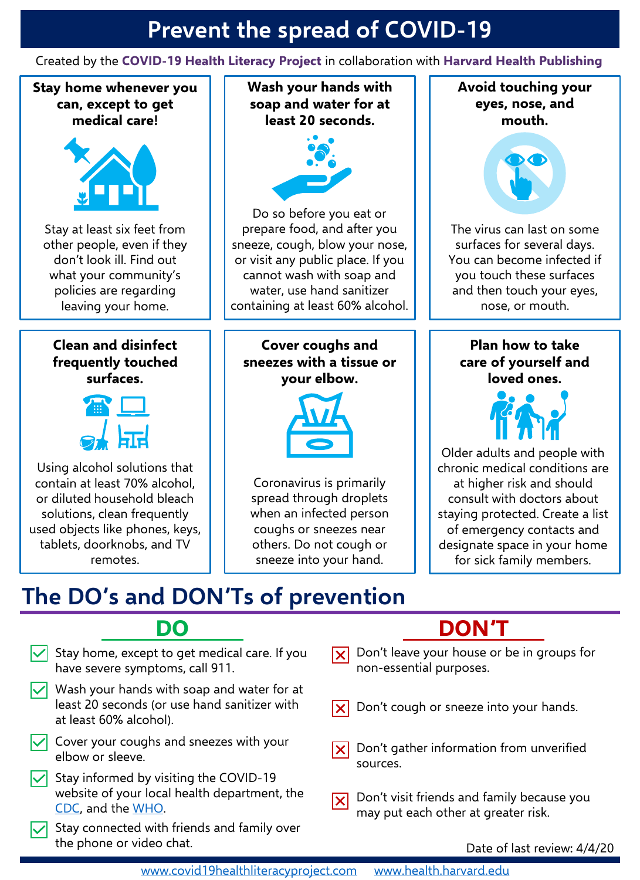# Prevent the spread of COVID-19

Created by the **COVID-19 Health Literacy Project** in collaboration with **Harvard Health Publishing**

### Stay home whenever you can, except to get medical care!

Stay at least six feet from other people, even if they don't look ill. Find out what your community's policies are regarding leaving your home.

### Wash your hands with soap and water for at least 20 seconds.

Do so before you eat or prepare food, and after you sneeze, cough, blow your nose, or visit any public place. If you cannot wash with soap and water, use hand sanitizer containing at least 60% alcohol.

### Avoid touching your eyes, nose, and mouth.

The virus can last on some surfaces for several days. You can become infected if you touch these surfaces and then touch your eyes, nose, or mouth.

### Clean and disinfect frequently touched surfaces.

Using alcohol solutions that contain at least 70% alcohol, or diluted household bleach solutions, clean frequently used objects like phones, keys, tablets, doorknobs, and TV remotes.

### Cover coughs and sneezes with a tissue or your elbow.

Coronavirus is primarily spread through droplets when an infected person coughs or sneezes near others. Do not cough or sneeze into your hand.

### Plan how to take care of yourself and loved ones.

Older adults and people with chronic medical conditions are at higher risk and should consult with doctors about staying protected. Create a list of emergency contacts and designate space in your home for sick family members.

## The DO's and DON'Ts of prevention

### DO

- Stay home, except to get medical care. If you have severe symptoms, call 911.
- Wash your hands with soap and water for at least 20 seconds (or use hand sanitizer with at least 60% alcohol).
- Cover your coughs and sneezes with your elbow or sleeve.
- Stay informed by visiting the COVID-19 website of your local health department, the CDC, and the WHO.
- Stay connected with friends and family over the phone or video chat.

### DON'T

- Don't leave your house or be in groups for non-essential purposes.
- Don't cough or sneeze into your hands.
- Don't gather information from unverified sources.
- Don't visit friends and family because you may put each other at greater risk.

Date of last review: 4/4/20

www.covid19healthliteracyproject.com www.health.harvard.edu